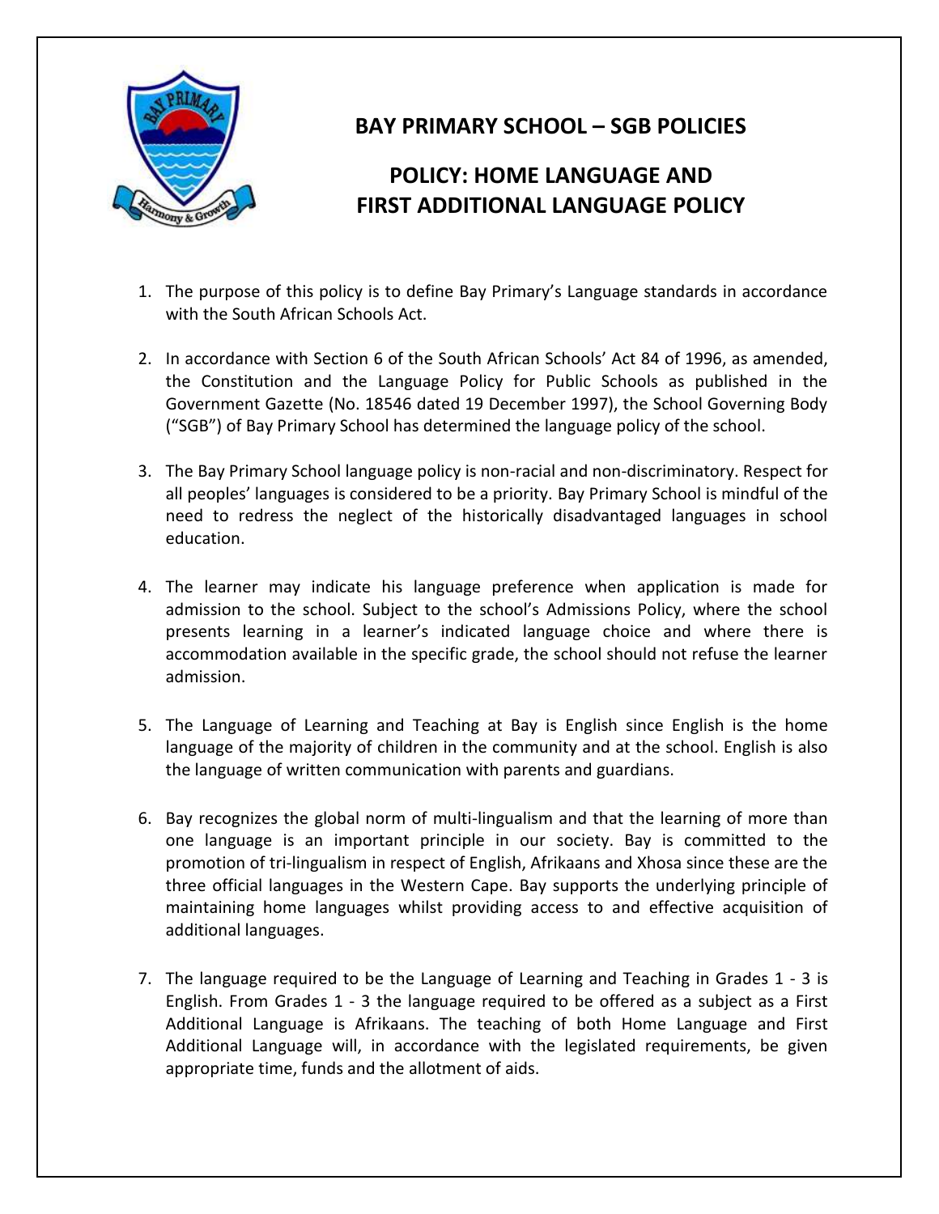# BAY PRIMARY SCHOOL – SGB POLICIES

## POLICY: HOME LANGUAGE AND FIRST ADDITIONAL LANGUAGE POLICY

1. The purpose of this policy is to define Bay Primary's Language standards in accordance with the South African Schools Act.

2. In accordance with Section 6 of the South African Schools' Act 84 of 1996, as amended, the Constitution and the Language Policy for Public Schools as published in the Government Gazette (No. 18546 dated 19 December 1997), the School Governing Body ("SGB") of Bay Primary School has determined the language policy of the school.

3. The Bay Primary School language policy is non-racial and non-discriminatory. Respect for all peoples' languages is considered to be a priority. Bay Primary School is mindful of the need to redress the neglect of the historically disadvantaged languages in school education.

4. The learner may indicate his language preference when application is made for admission to the school. Subject to the school's Admissions Policy, where the school presents learning in a learner's indicated language choice and where there is accommodation available in the specific grade, the school should not refuse the learner admission.

5. The Language of Learning and Teaching at Bay is English since English is the home language of the majority of children in the community and at the school. English is also the language of written communication with parents and guardians.

6. Bay recognizes the global norm of multi-lingualism and that the learning of more than one language is an important principle in our society. Bay is committed to the promotion of tri-lingualism in respect of English, Afrikaans and Xhosa since these are the three official languages in the Western Cape. Bay supports the underlying principle of maintaining home languages whilst providing access to and effective acquisition of additional languages.

7. The language required to be the Language of Learning and Teaching in Grades 1 - 3 is English. From Grades 1 - 3 the language required to be offered as a subject as a First Additional Language is Afrikaans. The teaching of both Home Language and First Additional Language will, in accordance with the legislated requirements, be given appropriate time, funds and the allotment of aids.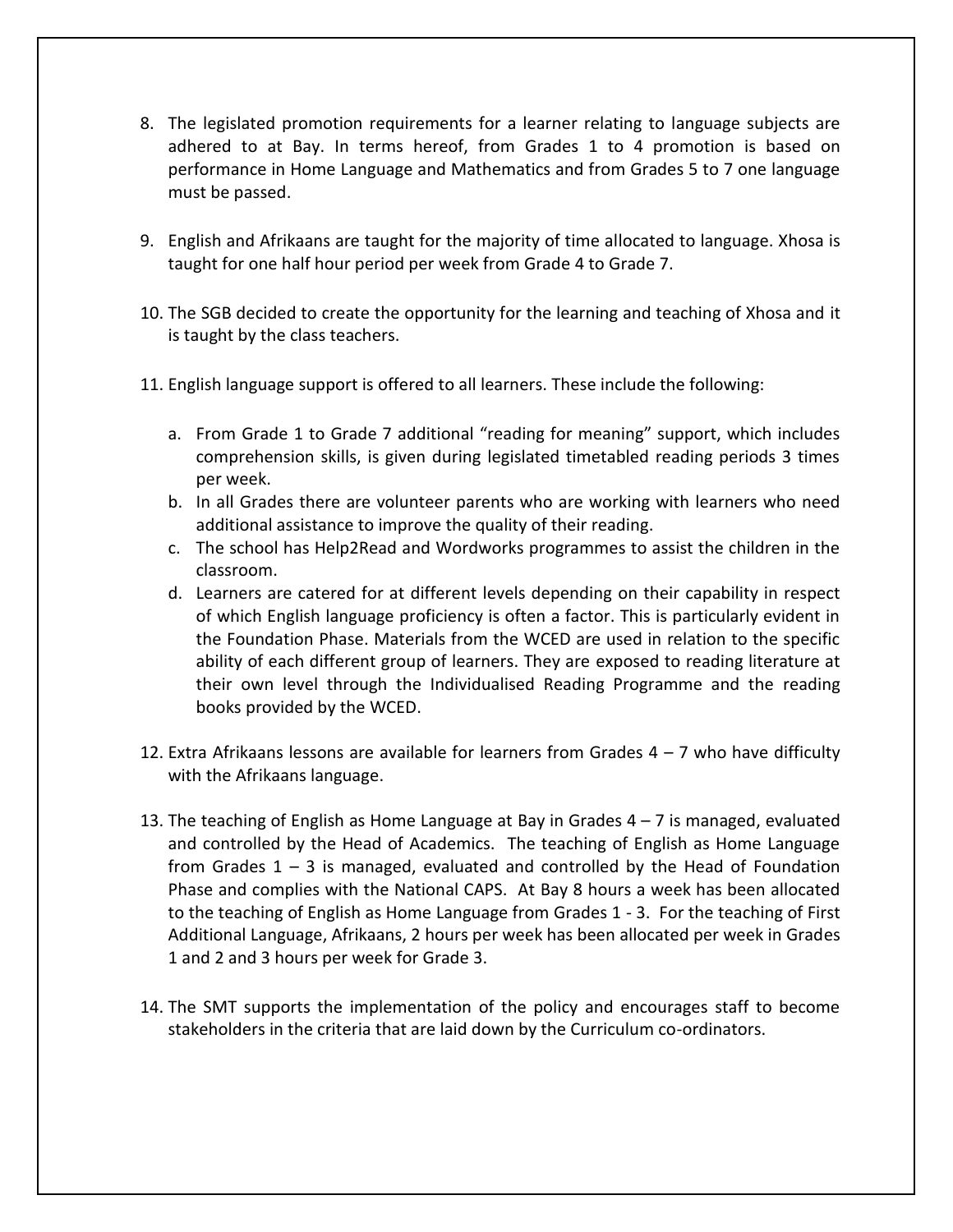8. The legislated promotion requirements for a learner relating to language subjects are adhered to at Bay. In terms hereof, from Grades 1 to 4 promotion is based on performance in Home Language and Mathematics and from Grades 5 to 7 one language must be passed.

9. English and Afrikaans are taught for the majority of time allocated to language. Xhosa is taught for one half hour period per week from Grade 4 to Grade 7.

10. The SGB decided to create the opportunity for the learning and teaching of Xhosa and it is taught by the class teachers.

11. English language support is offered to all learners. These include the following:

    a. From Grade 1 to Grade 7 additional "reading for meaning" support, which includes comprehension skills, is given during legislated timetabled reading periods 3 times per week.
    b. In all Grades there are volunteer parents who are working with learners who need additional assistance to improve the quality of their reading.
    c. The school has Help2Read and Wordworks programmes to assist the children in the classroom.
    d. Learners are catered for at different levels depending on their capability in respect of which English language proficiency is often a factor. This is particularly evident in the Foundation Phase. Materials from the WCED are used in relation to the specific ability of each different group of learners. They are exposed to reading literature at their own level through the Individualised Reading Programme and the reading books provided by the WCED.

12. Extra Afrikaans lessons are available for learners from Grades 4 – 7 who have difficulty with the Afrikaans language.

13. The teaching of English as Home Language at Bay in Grades 4 – 7 is managed, evaluated and controlled by the Head of Academics. The teaching of English as Home Language from Grades 1 – 3 is managed, evaluated and controlled by the Head of Foundation Phase and complies with the National CAPS. At Bay 8 hours a week has been allocated to the teaching of English as Home Language from Grades 1 - 3. For the teaching of First Additional Language, Afrikaans, 2 hours per week has been allocated per week in Grades 1 and 2 and 3 hours per week for Grade 3.

14. The SMT supports the implementation of the policy and encourages staff to become stakeholders in the criteria that are laid down by the Curriculum co-ordinators.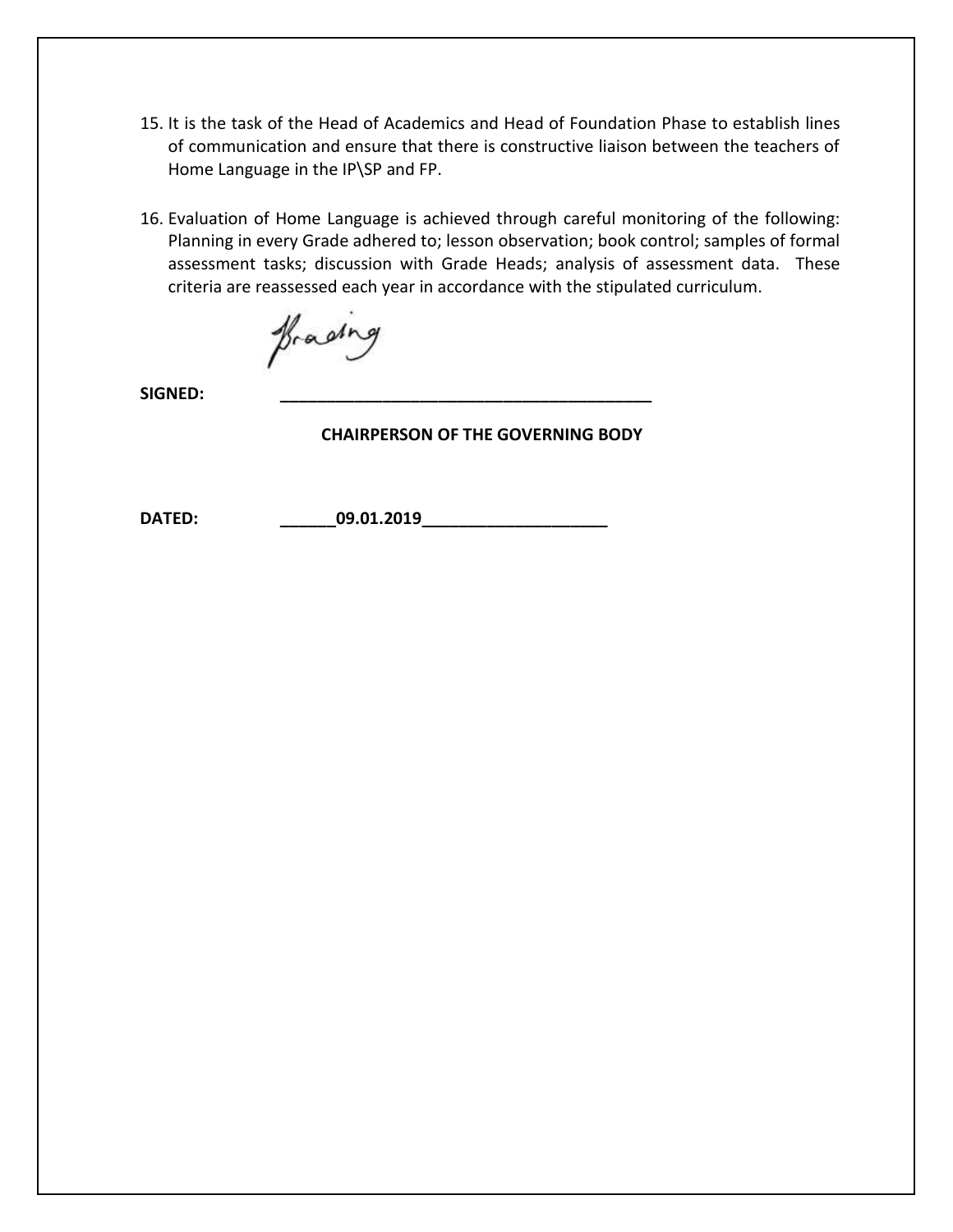15. It is the task of the Head of Academics and Head of Foundation Phase to establish lines of communication and ensure that there is constructive liaison between the teachers of Home Language in the IP\SP and FP.

16. Evaluation of Home Language is achieved through careful monitoring of the following: Planning in every Grade adhered to; lesson observation; book control; samples of formal assessment tasks; discussion with Grade Heads; analysis of assessment data. These criteria are reassessed each year in accordance with the stipulated curriculum.

**SIGNED:** ________________________________________

**CHAIRPERSON OF THE GOVERNING BODY**

**DATED:** ______09.01.2019____________________